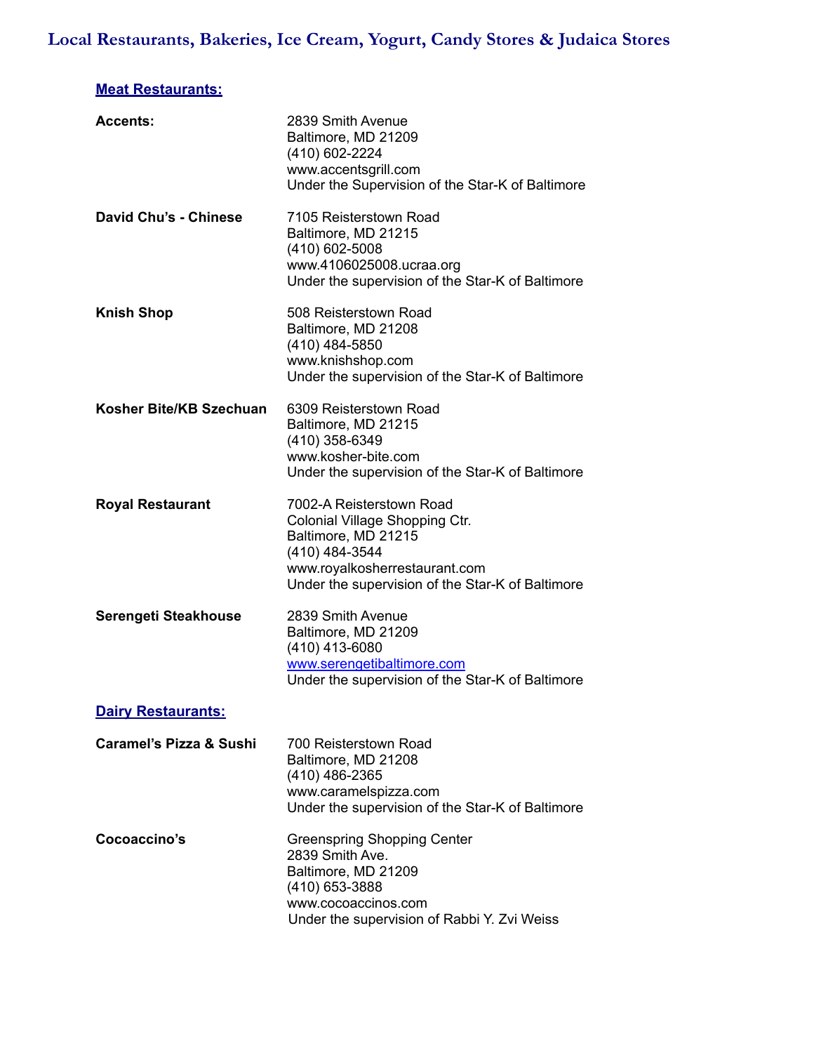# Local Restaurants, Bakeries, Ice Cream, Yogurt, Candy Stores & Judaica Stores

## Meat Restaurants:

**Accents:**
2839 Smith Avenue
Baltimore, MD 21209
(410) 602-2224
www.accentsgrill.com
Under the Supervision of the Star-K of Baltimore

**David Chu's - Chinese**
7105 Reisterstown Road
Baltimore, MD 21215
(410) 602-5008
www.4106025008.ucraa.org
Under the supervision of the Star-K of Baltimore

**Knish Shop**
508 Reisterstown Road
Baltimore, MD 21208
(410) 484-5850
www.knishshop.com
Under the supervision of the Star-K of Baltimore

**Kosher Bite/KB Szechuan**
6309 Reisterstown Road
Baltimore, MD 21215
(410) 358-6349
www.kosher-bite.com
Under the supervision of the Star-K of Baltimore

**Royal Restaurant**
7002-A Reisterstown Road
Colonial Village Shopping Ctr.
Baltimore, MD 21215
(410) 484-3544
www.royalkosherrestaurant.com
Under the supervision of the Star-K of Baltimore

**Serengeti Steakhouse**
2839 Smith Avenue
Baltimore, MD 21209
(410) 413-6080
www.serengetibaltimore.com
Under the supervision of the Star-K of Baltimore

## Dairy Restaurants:

**Caramel's Pizza & Sushi**
700 Reisterstown Road
Baltimore, MD 21208
(410) 486-2365
www.caramelspizza.com
Under the supervision of the Star-K of Baltimore

**Cocoaccino's**
Greenspring Shopping Center
2839 Smith Ave.
Baltimore, MD 21209
(410) 653-3888
www.cocoaccinos.com
Under the supervision of Rabbi Y. Zvi Weiss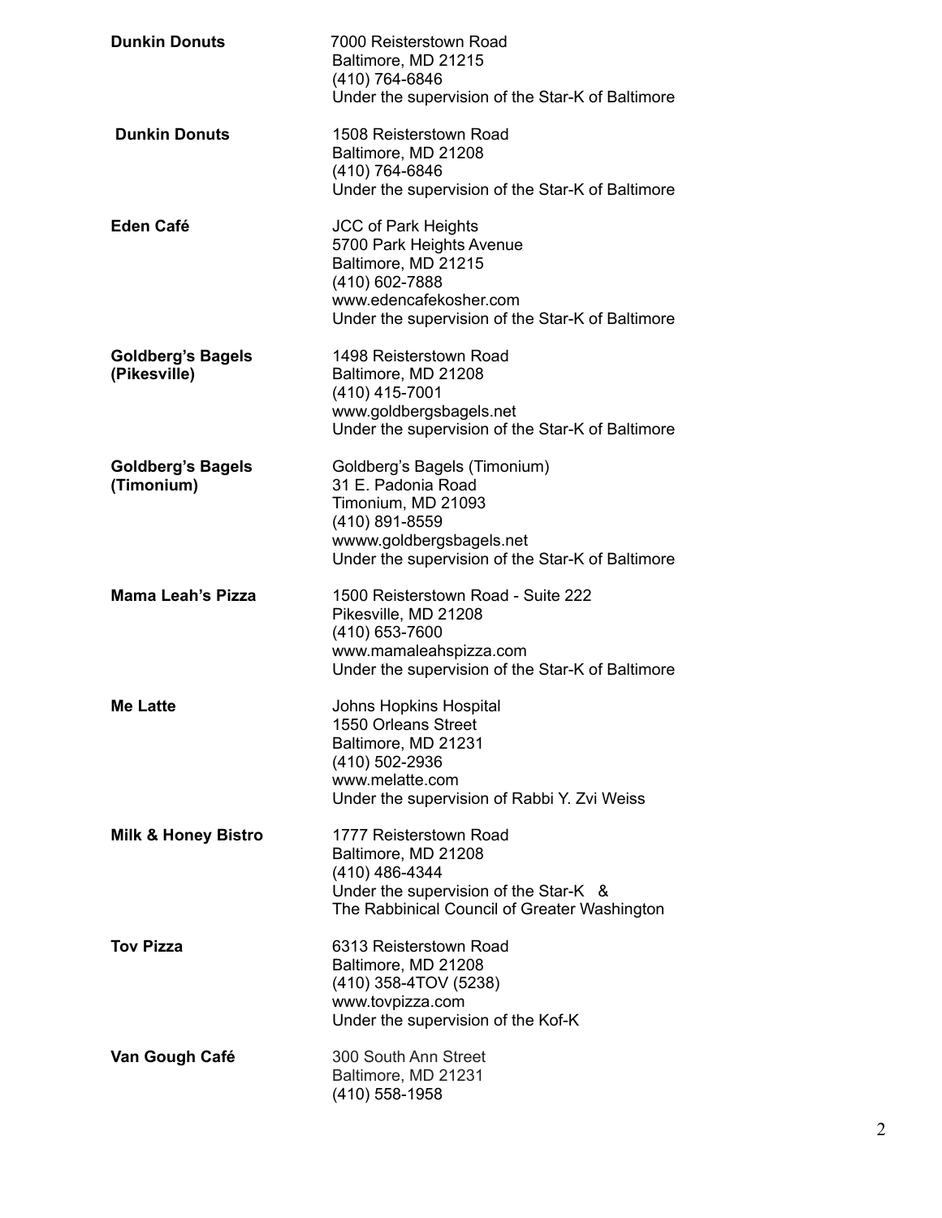**Dunkin Donuts**

7000 Reisterstown Road
Baltimore, MD 21215
(410) 764-6846
Under the supervision of the Star-K of Baltimore

**Dunkin Donuts**

1508 Reisterstown Road
Baltimore, MD 21208
(410) 764-6846
Under the supervision of the Star-K of Baltimore

**Eden Café**

JCC of Park Heights
5700 Park Heights Avenue
Baltimore, MD 21215
(410) 602-7888
www.edencafekosher.com
Under the supervision of the Star-K of Baltimore

**Goldberg's Bagels (Pikesville)**

1498 Reisterstown Road
Baltimore, MD 21208
(410) 415-7001
www.goldbergsbagels.net
Under the supervision of the Star-K of Baltimore

**Goldberg's Bagels (Timonium)**

Goldberg's Bagels (Timonium)
31 E. Padonia Road
Timonium, MD 21093
(410) 891-8559
wwww.goldbergsbagels.net
Under the supervision of the Star-K of Baltimore

**Mama Leah's Pizza**

1500 Reisterstown Road - Suite 222
Pikesville, MD 21208
(410) 653-7600
www.mamaleahspizza.com
Under the supervision of the Star-K of Baltimore

**Me Latte**

Johns Hopkins Hospital
1550 Orleans Street
Baltimore, MD 21231
(410) 502-2936
www.melatte.com
Under the supervision of Rabbi Y. Zvi Weiss

**Milk & Honey Bistro**

1777 Reisterstown Road
Baltimore, MD 21208
(410) 486-4344
Under the supervision of the Star-K &
The Rabbinical Council of Greater Washington

**Tov Pizza**

6313 Reisterstown Road
Baltimore, MD 21208
(410) 358-4TOV (5238)
www.tovpizza.com
Under the supervision of the Kof-K

**Van Gough Café**

300 South Ann Street
Baltimore, MD 21231
(410) 558-1958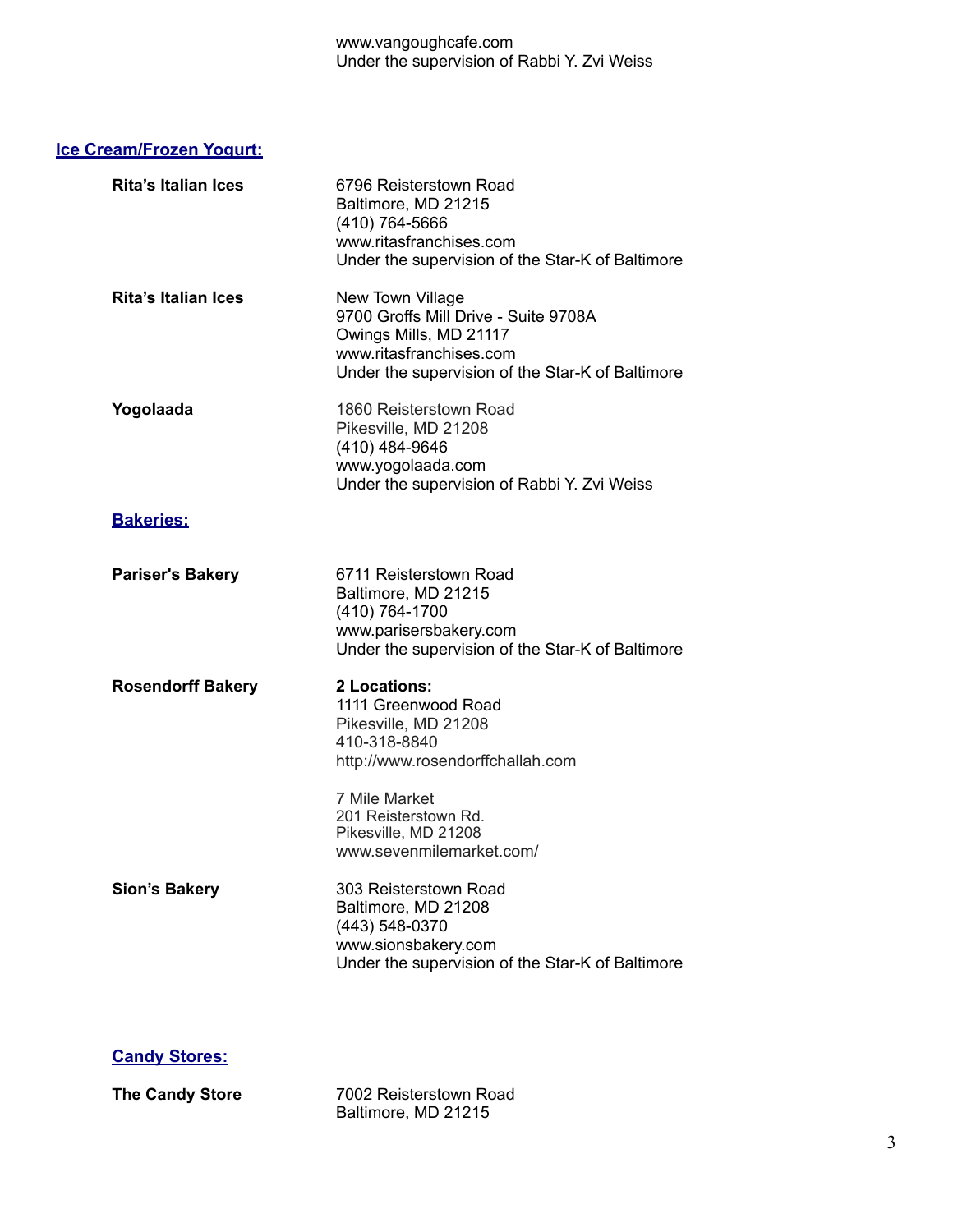www.vangoughcafe.com
Under the supervision of Rabbi Y. Zvi Weiss

## Ice Cream/Frozen Yogurt:

**Rita's Italian Ices**
6796 Reisterstown Road
Baltimore, MD 21215
(410) 764-5666
www.ritasfranchises.com
Under the supervision of the Star-K of Baltimore

**Rita's Italian Ices**
New Town Village
9700 Groffs Mill Drive - Suite 9708A
Owings Mills, MD 21117
www.ritasfranchises.com
Under the supervision of the Star-K of Baltimore

**Yogolaada**
1860 Reisterstown Road
Pikesville, MD 21208
(410) 484-9646
www.yogolaada.com
Under the supervision of Rabbi Y. Zvi Weiss

## Bakeries:

**Pariser's Bakery**
6711 Reisterstown Road
Baltimore, MD 21215
(410) 764-1700
www.parisersbakery.com
Under the supervision of the Star-K of Baltimore

**Rosendorff Bakery**
**2 Locations:**
1111 Greenwood Road
Pikesville, MD 21208
410-318-8840
http://www.rosendorffchallah.com

7 Mile Market
201 Reisterstown Rd.
Pikesville, MD 21208
www.sevenmilemarket.com/

**Sion's Bakery**
303 Reisterstown Road
Baltimore, MD 21208
(443) 548-0370
www.sionsbakery.com
Under the supervision of the Star-K of Baltimore

## Candy Stores:

**The Candy Store**
7002 Reisterstown Road
Baltimore, MD 21215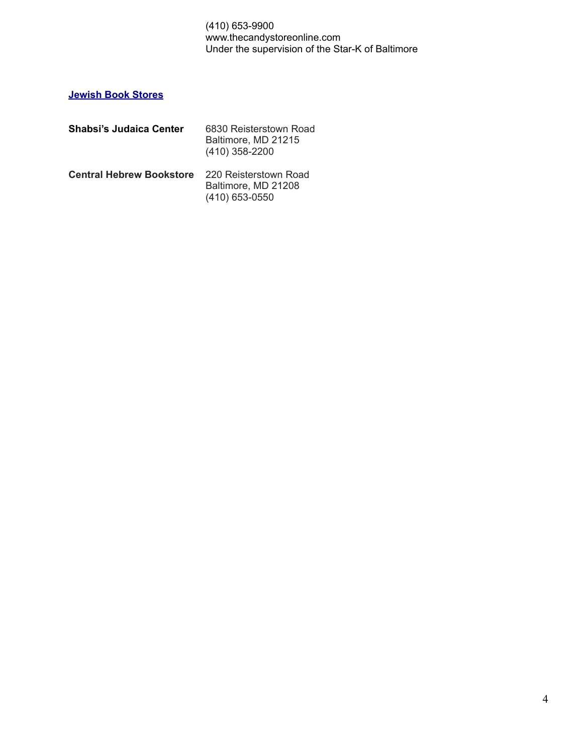(410) 653-9900
www.thecandystoreonline.com
Under the supervision of the Star-K of Baltimore

## Jewish Book Stores

**Shabsi's Judaica Center**
6830 Reisterstown Road
Baltimore, MD 21215
(410) 358-2200

**Central Hebrew Bookstore**
220 Reisterstown Road
Baltimore, MD 21208
(410) 653-0550